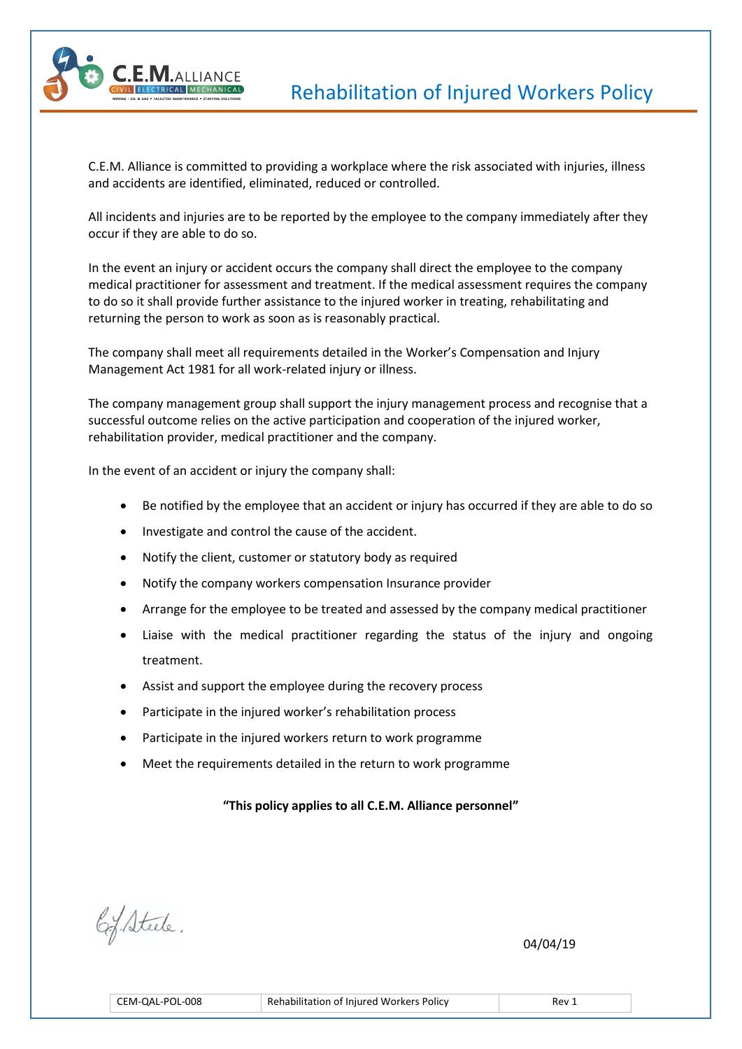# Rehabilitation of Injured Workers Policy

C.E.M. Alliance is committed to providing a workplace where the risk associated with injuries, illness and accidents are identified, eliminated, reduced or controlled.

All incidents and injuries are to be reported by the employee to the company immediately after they occur if they are able to do so.

In the event an injury or accident occurs the company shall direct the employee to the company medical practitioner for assessment and treatment. If the medical assessment requires the company to do so it shall provide further assistance to the injured worker in treating, rehabilitating and returning the person to work as soon as is reasonably practical.

The company shall meet all requirements detailed in the Worker's Compensation and Injury Management Act 1981 for all work-related injury or illness.

The company management group shall support the injury management process and recognise that a successful outcome relies on the active participation and cooperation of the injured worker, rehabilitation provider, medical practitioner and the company.

In the event of an accident or injury the company shall:

- Be notified by the employee that an accident or injury has occurred if they are able to do so
- Investigate and control the cause of the accident.
- Notify the client, customer or statutory body as required
- Notify the company workers compensation Insurance provider
- Arrange for the employee to be treated and assessed by the company medical practitioner
- Liaise with the medical practitioner regarding the status of the injury and ongoing treatment.
- Assist and support the employee during the recovery process
- Participate in the injured worker's rehabilitation process
- Participate in the injured workers return to work programme
- Meet the requirements detailed in the return to work programme

**"This policy applies to all C.E.M. Alliance personnel"**

C.J. Steele.

04/04/19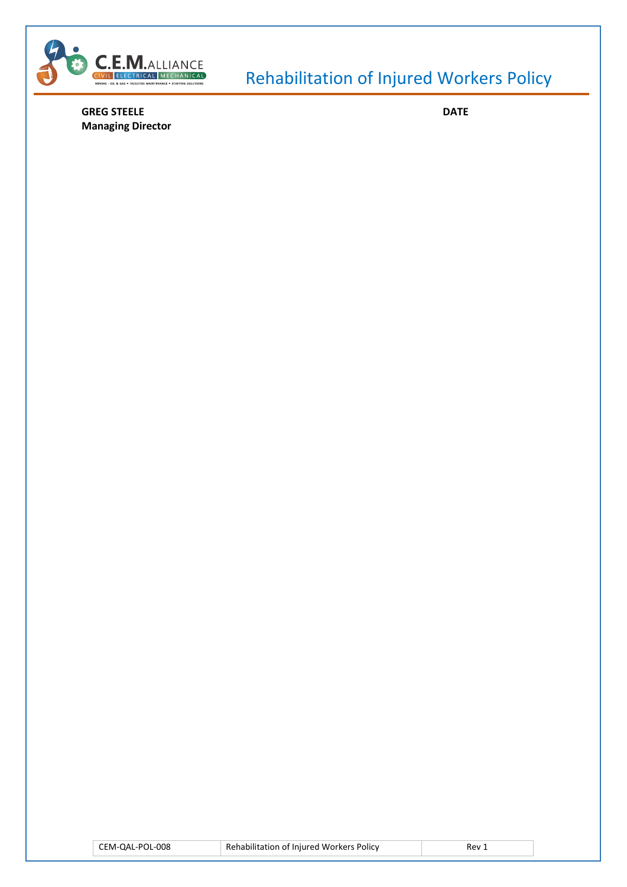**GREG STEELE**
**Managing Director**

**DATE**